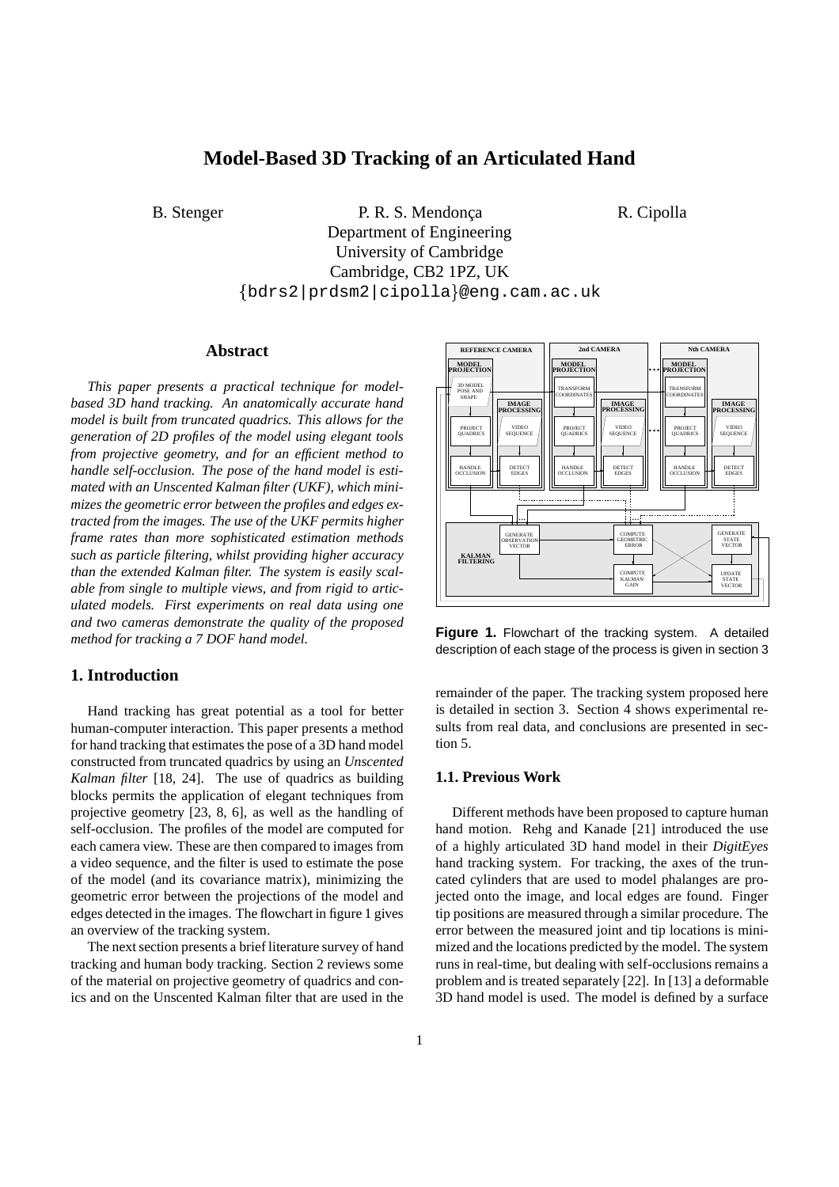# Model-Based 3D Tracking of an Articulated Hand

B. Stenger P. R. S. Mendonça R. Cipolla

Department of Engineering
University of Cambridge
Cambridge, CB2 1PZ, UK
{bdrs2|prdsm2|cipolla}@eng.cam.ac.uk

## Abstract

*This paper presents a practical technique for model-based 3D hand tracking. An anatomically accurate hand model is built from truncated quadrics. This allows for the generation of 2D profiles of the model using elegant tools from projective geometry, and for an efficient method to handle self-occlusion. The pose of the hand model is estimated with an Unscented Kalman filter (UKF), which minimizes the geometric error between the profiles and edges extracted from the images. The use of the UKF permits higher frame rates than more sophisticated estimation methods such as particle filtering, whilst providing higher accuracy than the extended Kalman filter. The system is easily scalable from single to multiple views, and from rigid to articulated models. First experiments on real data using one and two cameras demonstrate the quality of the proposed method for tracking a 7 DOF hand model.*

## 1. Introduction

Hand tracking has great potential as a tool for better human-computer interaction. This paper presents a method for hand tracking that estimates the pose of a 3D hand model constructed from truncated quadrics by using an *Unscented Kalman filter* [18, 24]. The use of quadrics as building blocks permits the application of elegant techniques from projective geometry [23, 8, 6], as well as the handling of self-occlusion. The profiles of the model are computed for each camera view. These are then compared to images from a video sequence, and the filter is used to estimate the pose of the model (and its covariance matrix), minimizing the geometric error between the projections of the model and edges detected in the images. The flowchart in figure 1 gives an overview of the tracking system.

The next section presents a brief literature survey of hand tracking and human body tracking. Section 2 reviews some of the material on projective geometry of quadrics and conics and on the Unscented Kalman filter that are used in the remainder of the paper. The tracking system proposed here is detailed in section 3. Section 4 shows experimental results from real data, and conclusions are presented in section 5.

**Figure 1.** Flowchart of the tracking system. A detailed description of each stage of the process is given in section 3

### 1.1. Previous Work

Different methods have been proposed to capture human hand motion. Rehg and Kanade [21] introduced the use of a highly articulated 3D hand model in their *DigitEyes* hand tracking system. For tracking, the axes of the truncated cylinders that are used to model phalanges are projected onto the image, and local edges are found. Finger tip positions are measured through a similar procedure. The error between the measured joint and tip locations is minimized and the locations predicted by the model. The system runs in real-time, but dealing with self-occlusions remains a problem and is treated separately [22]. In [13] a deformable 3D hand model is used. The model is defined by a surface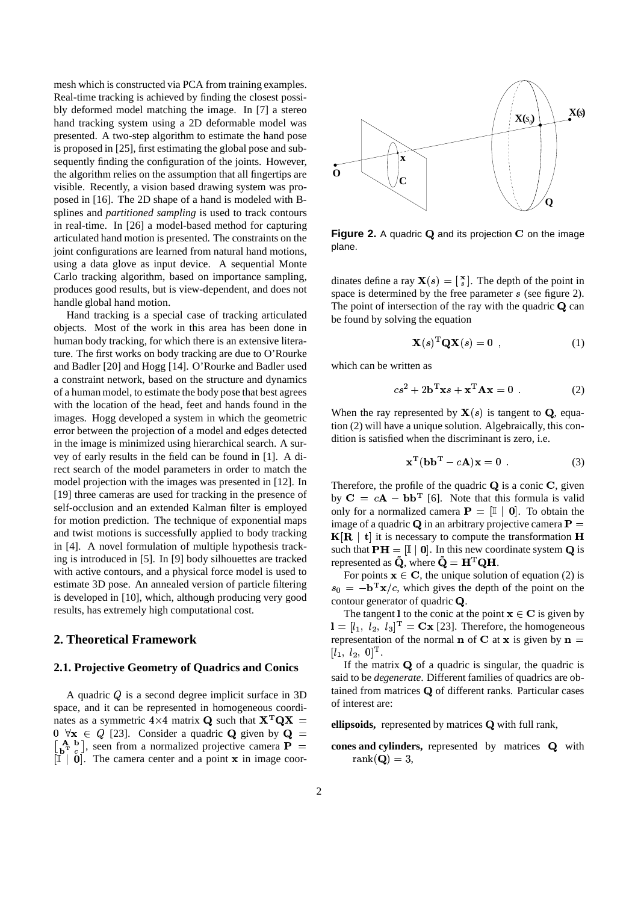mesh which is constructed via PCA from training examples. Real-time tracking is achieved by finding the closest possibly deformed model matching the image. In [7] a stereo hand tracking system using a 2D deformable model was presented. A two-step algorithm to estimate the hand pose is proposed in [25], first estimating the global pose and subsequently finding the configuration of the joints. However, the algorithm relies on the assumption that all fingertips are visible. Recently, a vision based drawing system was proposed in [16]. The 2D shape of a hand is modeled with B-splines and *partitioned sampling* is used to track contours in real-time. In [26] a model-based method for capturing articulated hand motion is presented. The constraints on the joint configurations are learned from natural hand motions, using a data glove as input device. A sequential Monte Carlo tracking algorithm, based on importance sampling, produces good results, but is view-dependent, and does not handle global hand motion.

Hand tracking is a special case of tracking articulated objects. Most of the work in this area has been done in human body tracking, for which there is an extensive literature. The first works on body tracking are due to O'Rourke and Badler [20] and Hogg [14]. O'Rourke and Badler used a constraint network, based on the structure and dynamics of a human model, to estimate the body pose that best agrees with the location of the head, feet and hands found in the images. Hogg developed a system in which the geometric error between the projection of a model and edges detected in the image is minimized using hierarchical search. A survey of early results in the field can be found in [1]. A direct search of the model parameters in order to match the model projection with the images was presented in [12]. In [19] three cameras are used for tracking in the presence of self-occlusion and an extended Kalman filter is employed for motion prediction. The technique of exponential maps and twist motions is successfully applied to body tracking in [4]. A novel formulation of multiple hypothesis tracking is introduced in [5]. In [9] body silhouettes are tracked with active contours, and a physical force model is used to estimate 3D pose. An annealed version of particle filtering is developed in [10], which, although producing very good results, has extremely high computational cost.

## 2. Theoretical Framework

### 2.1. Projective Geometry of Quadrics and Conics

A quadric $Q$ is a second degree implicit surface in 3D space, and it can be represented in homogeneous coordinates as a symmetric 4×4 matrix $\mathbf{Q}$ such that $\mathbf{X}^{\mathrm{T}}\mathbf{Q}\mathbf{X} = 0 \;\; \forall \mathbf{x} \in Q$ [23]. Consider a quadric $\mathbf{Q}$ given by $\mathbf{Q} = \begin{bmatrix} \mathbf{A} & \mathbf{b} \\ \mathbf{b}^{\mathrm{T}} & c \end{bmatrix}$, seen from a normalized projective camera $\mathbf{P} = [\mathbb{I} \mid \mathbf{0}]$. The camera center and a point $\mathbf{x}$ in image coordinates define a ray $\mathbf{X}(s) = \begin{bmatrix} \mathbf{x} \\ s \end{bmatrix}$. The depth of the point in space is determined by the free parameter $s$ (see figure 2). The point of intersection of the ray with the quadric $\mathbf{Q}$ can be found by solving the equation

**Figure 2.** A quadric $\mathbf{Q}$ and its projection $\mathbf{C}$ on the image plane.

$$\mathbf{X}(s)^{\mathrm{T}}\mathbf{Q}\mathbf{X}(s) = 0 \;, \tag{1}$$

which can be written as

$$cs^2 + 2\mathbf{b}^{\mathrm{T}}\mathbf{x}s + \mathbf{x}^{\mathrm{T}}\mathbf{A}\mathbf{x} = 0 \;. \tag{2}$$

When the ray represented by $\mathbf{X}(s)$ is tangent to $\mathbf{Q}$, equation (2) will have a unique solution. Algebraically, this condition is satisfied when the discriminant is zero, i.e.

$$\mathbf{x}^{\mathrm{T}}(\mathbf{b}\mathbf{b}^{\mathrm{T}} - c\mathbf{A})\mathbf{x} = 0 \;. \tag{3}$$

Therefore, the profile of the quadric $\mathbf{Q}$ is a conic $\mathbf{C}$, given by $\mathbf{C} = c\mathbf{A} - \mathbf{b}\mathbf{b}^{\mathrm{T}}$ [6]. Note that this formula is valid only for a normalized camera $\mathbf{P} = [\mathbb{I} \mid \mathbf{0}]$. To obtain the image of a quadric $\mathbf{Q}$ in an arbitrary projective camera $\mathbf{P} = \mathbf{K}[\mathbf{R} \mid \mathbf{t}]$ it is necessary to compute the transformation $\mathbf{H}$ such that $\mathbf{PH} = [\mathbb{I} \mid \mathbf{0}]$. In this new coordinate system $\mathbf{Q}$ is represented as $\tilde{\mathbf{Q}}$, where $\tilde{\mathbf{Q}} = \mathbf{H}^{\mathrm{T}}\mathbf{Q}\mathbf{H}$.

For points $\mathbf{x} \in \mathbf{C}$, the unique solution of equation (2) is $s_0 = -\mathbf{b}^{\mathrm{T}}\mathbf{x}/c$, which gives the depth of the point on the contour generator of quadric $\mathbf{Q}$.

The tangent $\mathbf{l}$ to the conic at the point $\mathbf{x} \in \mathbf{C}$ is given by $\mathbf{l} = [l_1,\; l_2,\; l_3]^{\mathrm{T}} = \mathbf{C}\mathbf{x}$ [23]. Therefore, the homogeneous representation of the normal $\mathbf{n}$ of $\mathbf{C}$ at $\mathbf{x}$ is given by $\mathbf{n} = [l_1,\; l_2,\; 0]^{\mathrm{T}}$.

If the matrix $\mathbf{Q}$ of a quadric is singular, the quadric is said to be *degenerate*. Different families of quadrics are obtained from matrices $\mathbf{Q}$ of different ranks. Particular cases of interest are:

**ellipsoids,** represented by matrices $\mathbf{Q}$ with full rank,

**cones and cylinders,** represented by matrices $\mathbf{Q}$ with $\mathrm{rank}(\mathbf{Q}) = 3$,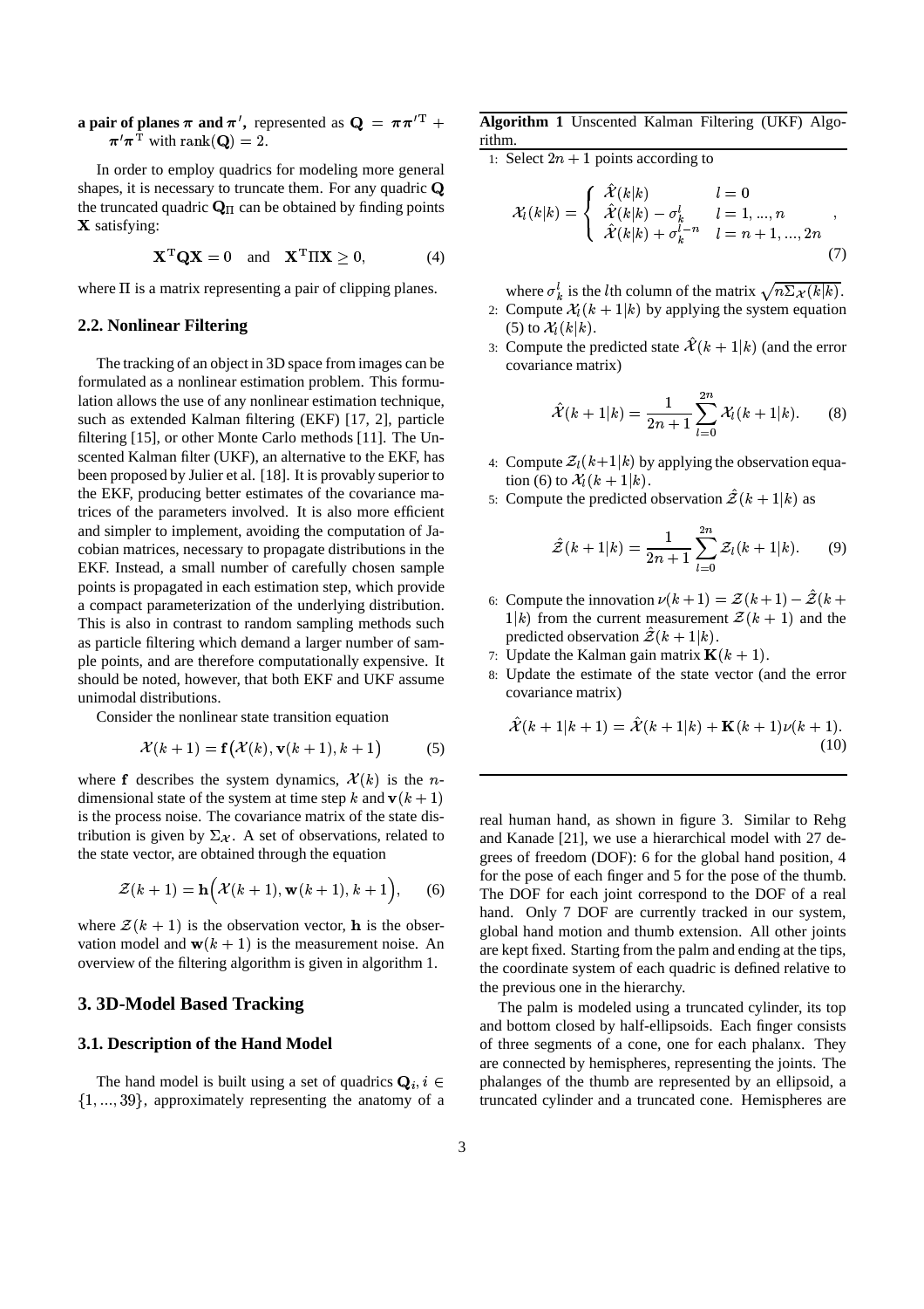**a pair of planes $\pi$ and $\pi'$**, represented as $\mathbf{Q} = \pi\pi'^{\mathrm{T}} + \pi'\pi^{\mathrm{T}}$ with $\mathrm{rank}(\mathbf{Q}) = 2$.

In order to employ quadrics for modeling more general shapes, it is necessary to truncate them. For any quadric $\mathbf{Q}$ the truncated quadric $\mathbf{Q}_\Pi$ can be obtained by finding points $\mathbf{X}$ satisfying:

$$\mathbf{X}^{\mathrm{T}}\mathbf{Q}\mathbf{X} = 0 \quad \text{and} \quad \mathbf{X}^{\mathrm{T}}\Pi\mathbf{X} \geq 0, \tag{4}$$

where $\Pi$ is a matrix representing a pair of clipping planes.

### 2.2. Nonlinear Filtering

The tracking of an object in 3D space from images can be formulated as a nonlinear estimation problem. This formulation allows the use of any nonlinear estimation technique, such as extended Kalman filtering (EKF) [17, 2], particle filtering [15], or other Monte Carlo methods [11]. The Unscented Kalman filter (UKF), an alternative to the EKF, has been proposed by Julier et al. [18]. It is provably superior to the EKF, producing better estimates of the covariance matrices of the parameters involved. It is also more efficient and simpler to implement, avoiding the computation of Jacobian matrices, necessary to propagate distributions in the EKF. Instead, a small number of carefully chosen sample points is propagated in each estimation step, which provide a compact parameterization of the underlying distribution. This is also in contrast to random sampling methods such as particle filtering which demand a larger number of sample points, and are therefore computationally expensive. It should be noted, however, that both EKF and UKF assume unimodal distributions.

Consider the nonlinear state transition equation

$$\mathcal{X}(k+1) = \mathbf{f}\big(\mathcal{X}(k), \mathbf{v}(k+1), k+1\big) \tag{5}$$

where $\mathbf{f}$ describes the system dynamics, $\mathcal{X}(k)$ is the $n$-dimensional state of the system at time step $k$ and $\mathbf{v}(k+1)$ is the process noise. The covariance matrix of the state distribution is given by $\Sigma_{\mathcal{X}}$. A set of observations, related to the state vector, are obtained through the equation

$$\mathcal{Z}(k+1) = \mathbf{h}\Big(\mathcal{X}(k+1), \mathbf{w}(k+1), k+1\Big), \tag{6}$$

where $\mathcal{Z}(k+1)$ is the observation vector, $\mathbf{h}$ is the observation model and $\mathbf{w}(k+1)$ is the measurement noise. An overview of the filtering algorithm is given in algorithm 1.

**Algorithm 1** Unscented Kalman Filtering (UKF) Algorithm.

1: Select $2n+1$ points according to

$$\mathcal{X}_l(k|k) = \begin{cases} \hat{\mathcal{X}}(k|k) & l = 0 \\ \hat{\mathcal{X}}(k|k) - \sigma_k^l & l = 1, ..., n \\ \hat{\mathcal{X}}(k|k) + \sigma_k^{l-n} & l = n+1, ..., 2n \end{cases}, \tag{7}$$

where $\sigma_k^l$ is the $l$th column of the matrix $\sqrt{n\Sigma_{\mathcal{X}}(k|k)}$.

2: Compute $\mathcal{X}_l(k+1|k)$ by applying the system equation (5) to $\mathcal{X}_l(k|k)$.

3: Compute the predicted state $\hat{\mathcal{X}}(k+1|k)$ (and the error covariance matrix)

$$\hat{\mathcal{X}}(k+1|k) = \frac{1}{2n+1}\sum_{l=0}^{2n} \mathcal{X}_l(k+1|k). \tag{8}$$

4: Compute $\mathcal{Z}_l(k+1|k)$ by applying the observation equation (6) to $\mathcal{X}_l(k+1|k)$.

5: Compute the predicted observation $\hat{\mathcal{Z}}(k+1|k)$ as

$$\hat{\mathcal{Z}}(k+1|k) = \frac{1}{2n+1}\sum_{l=0}^{2n} \mathcal{Z}_l(k+1|k). \tag{9}$$

6: Compute the innovation $\nu(k+1) = \mathcal{Z}(k+1) - \hat{\mathcal{Z}}(k+1|k)$ from the current measurement $\mathcal{Z}(k+1)$ and the predicted observation $\hat{\mathcal{Z}}(k+1|k)$.

7: Update the Kalman gain matrix $\mathbf{K}(k+1)$.

8: Update the estimate of the state vector (and the error covariance matrix)

$$\hat{\mathcal{X}}(k+1|k+1) = \hat{\mathcal{X}}(k+1|k) + \mathbf{K}(k+1)\nu(k+1). \tag{10}$$

## 3. 3D-Model Based Tracking

### 3.1. Description of the Hand Model

The hand model is built using a set of quadrics $\mathbf{Q}_i, i \in \{1, ..., 39\}$, approximately representing the anatomy of a real human hand, as shown in figure 3. Similar to Rehg and Kanade [21], we use a hierarchical model with 27 degrees of freedom (DOF): 6 for the global hand position, 4 for the pose of each finger and 5 for the pose of the thumb. The DOF for each joint correspond to the DOF of a real hand. Only 7 DOF are currently tracked in our system, global hand motion and thumb extension. All other joints are kept fixed. Starting from the palm and ending at the tips, the coordinate system of each quadric is defined relative to the previous one in the hierarchy.

The palm is modeled using a truncated cylinder, its top and bottom closed by half-ellipsoids. Each finger consists of three segments of a cone, one for each phalanx. They are connected by hemispheres, representing the joints. The phalanges of the thumb are represented by an ellipsoid, a truncated cylinder and a truncated cone. Hemispheres are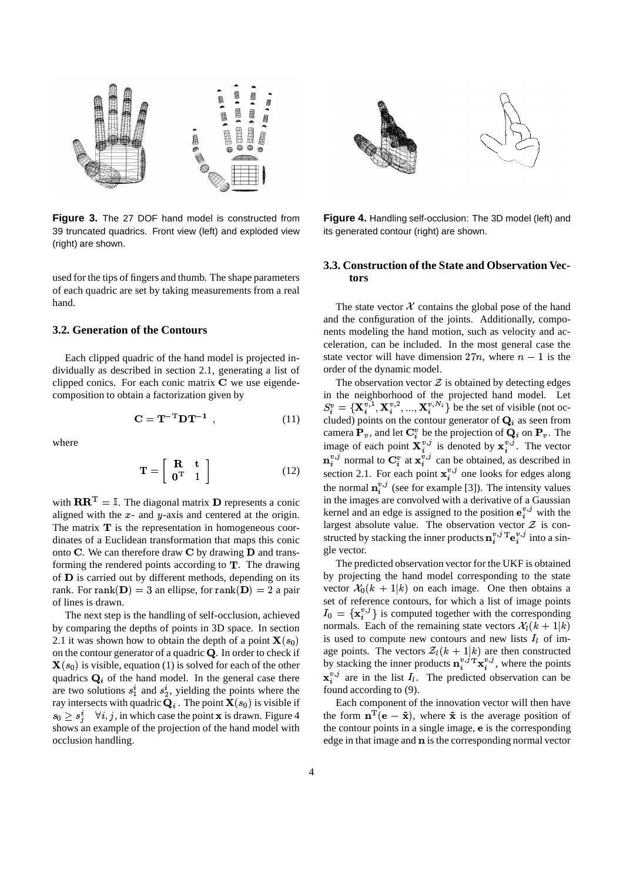**Figure 3.** The 27 DOF hand model is constructed from 39 truncated quadrics. Front view (left) and exploded view (right) are shown.

used for the tips of fingers and thumb. The shape parameters of each quadric are set by taking measurements from a real hand.

### 3.2. Generation of the Contours

Each clipped quadric of the hand model is projected individually as described in section 2.1, generating a list of clipped conics. For each conic matrix $\mathbf{C}$ we use eigendecomposition to obtain a factorization given by

$$\mathbf{C} = \mathbf{T}^{-\mathrm{T}}\mathbf{D}\mathbf{T}^{-1} \ , \tag{11}$$

where

$$\mathbf{T} = \begin{bmatrix} \mathbf{R} & \mathbf{t} \\ \mathbf{0}^{\mathrm{T}} & 1 \end{bmatrix} \tag{12}$$

with $\mathbf{R}\mathbf{R}^{\mathrm{T}} = \mathbb{I}$. The diagonal matrix $\mathbf{D}$ represents a conic aligned with the $x$- and $y$-axis and centered at the origin. The matrix $\mathbf{T}$ is the representation in homogeneous coordinates of a Euclidean transformation that maps this conic onto $\mathbf{C}$. We can therefore draw $\mathbf{C}$ by drawing $\mathbf{D}$ and transforming the rendered points according to $\mathbf{T}$. The drawing of $\mathbf{D}$ is carried out by different methods, depending on its rank. For $\mathrm{rank}(\mathbf{D}) = 3$ an ellipse, for $\mathrm{rank}(\mathbf{D}) = 2$ a pair of lines is drawn.

The next step is the handling of self-occlusion, achieved by comparing the depths of points in 3D space. In section 2.1 it was shown how to obtain the depth of a point $\mathbf{X}(s_0)$ on the contour generator of a quadric $\mathbf{Q}$. In order to check if $\mathbf{X}(s_0)$ is visible, equation (1) is solved for each of the other quadrics $\mathbf{Q}_i$ of the hand model. In the general case there are two solutions $s_1^i$ and $s_2^i$, yielding the points where the ray intersects with quadric $\mathbf{Q}_i$. The point $\mathbf{X}(s_0)$ is visible if $s_0 \geq s_j^i \quad \forall i, j$, in which case the point $\mathbf{x}$ is drawn. Figure 4 shows an example of the projection of the hand model with occlusion handling.

**Figure 4.** Handling self-occlusion: The 3D model (left) and its generated contour (right) are shown.

### 3.3. Construction of the State and Observation Vectors

The state vector $\mathcal{X}$ contains the global pose of the hand and the configuration of the joints. Additionally, components modeling the hand motion, such as velocity and acceleration, can be included. In the most general case the state vector will have dimension $27n$, where $n-1$ is the order of the dynamic model.

The observation vector $\mathcal{Z}$ is obtained by detecting edges in the neighborhood of the projected hand model. Let $S_i^v = \{\mathbf{X}_i^{v,1}, \mathbf{X}_i^{v,2}, ..., \mathbf{X}_i^{v,N_i}\}$ be the set of visible (not occluded) points on the contour generator of $\mathbf{Q}_i$ as seen from camera $\mathbf{P}_v$, and let $\mathbf{C}_i^v$ be the projection of $\mathbf{Q}_i$ on $\mathbf{P}_v$. The image of each point $\mathbf{X}_i^{v,j}$ is denoted by $\mathbf{x}_i^{v,j}$. The vector $\mathbf{n}_i^{v,j}$ normal to $\mathbf{C}_i^v$ at $\mathbf{x}_i^{v,j}$ can be obtained, as described in section 2.1. For each point $\mathbf{x}_i^{v,j}$ one looks for edges along the normal $\mathbf{n}_i^{v,j}$ (see for example [3]). The intensity values in the images are convolved with a derivative of a Gaussian kernel and an edge is assigned to the position $\mathbf{e}_i^{v,j}$ with the largest absolute value. The observation vector $\mathcal{Z}$ is constructed by stacking the inner products $\mathbf{n}_i^{v,j\,\mathrm{T}}\mathbf{e}_i^{v,j}$ into a single vector.

The predicted observation vector for the UKF is obtained by projecting the hand model corresponding to the state vector $\mathcal{X}_0(k+1|k)$ on each image. One then obtains a set of reference contours, for which a list of image points $I_0 = \{\mathbf{x}_i^{v,j}\}$ is computed together with the corresponding normals. Each of the remaining state vectors $\mathcal{X}_l(k+1|k)$ is used to compute new contours and new lists $I_l$ of image points. The vectors $\mathcal{Z}_l(k+1|k)$ are then constructed by stacking the inner products $\mathbf{n}_i^{v,j\,\mathrm{T}}\mathbf{x}_i^{v,j}$, where the points $\mathbf{x}_i^{v,j}$ are in the list $I_l$. The predicted observation can be found according to (9).

Each component of the innovation vector will then have the form $\mathbf{n}^{\mathrm{T}}(\mathbf{e} - \tilde{\mathbf{x}})$, where $\tilde{\mathbf{x}}$ is the average position of the contour points in a single image, $\mathbf{e}$ is the corresponding edge in that image and $\mathbf{n}$ is the corresponding normal vector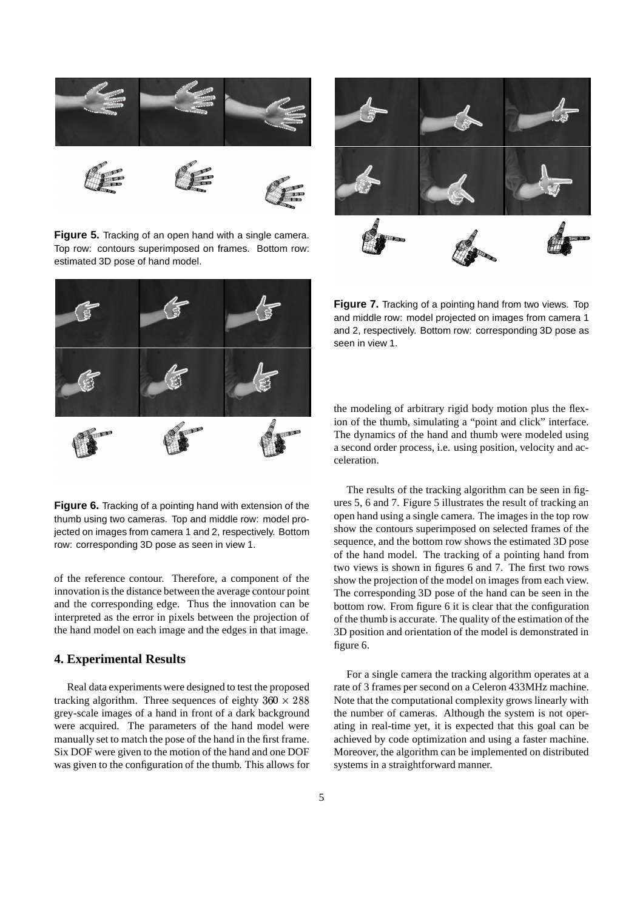Figure 5. Tracking of an open hand with a single camera. Top row: contours superimposed on frames. Bottom row: estimated 3D pose of hand model.

Figure 6. Tracking of a pointing hand with extension of the thumb using two cameras. Top and middle row: model projected on images from camera 1 and 2, respectively. Bottom row: corresponding 3D pose as seen in view 1.

of the reference contour. Therefore, a component of the innovation is the distance between the average contour point and the corresponding edge. Thus the innovation can be interpreted as the error in pixels between the projection of the hand model on each image and the edges in that image.

## 4. Experimental Results

Real data experiments were designed to test the proposed tracking algorithm. Three sequences of eighty $360 \times 288$ grey-scale images of a hand in front of a dark background were acquired. The parameters of the hand model were manually set to match the pose of the hand in the first frame. Six DOF were given to the motion of the hand and one DOF was given to the configuration of the thumb. This allows for the modeling of arbitrary rigid body motion plus the flexion of the thumb, simulating a "point and click" interface. The dynamics of the hand and thumb were modeled using a second order process, i.e. using position, velocity and acceleration.

Figure 7. Tracking of a pointing hand from two views. Top and middle row: model projected on images from camera 1 and 2, respectively. Bottom row: corresponding 3D pose as seen in view 1.

The results of the tracking algorithm can be seen in figures 5, 6 and 7. Figure 5 illustrates the result of tracking an open hand using a single camera. The images in the top row show the contours superimposed on selected frames of the sequence, and the bottom row shows the estimated 3D pose of the hand model. The tracking of a pointing hand from two views is shown in figures 6 and 7. The first two rows show the projection of the model on images from each view. The corresponding 3D pose of the hand can be seen in the bottom row. From figure 6 it is clear that the configuration of the thumb is accurate. The quality of the estimation of the 3D position and orientation of the model is demonstrated in figure 6.

For a single camera the tracking algorithm operates at a rate of 3 frames per second on a Celeron 433MHz machine. Note that the computational complexity grows linearly with the number of cameras. Although the system is not operating in real-time yet, it is expected that this goal can be achieved by code optimization and using a faster machine. Moreover, the algorithm can be implemented on distributed systems in a straightforward manner.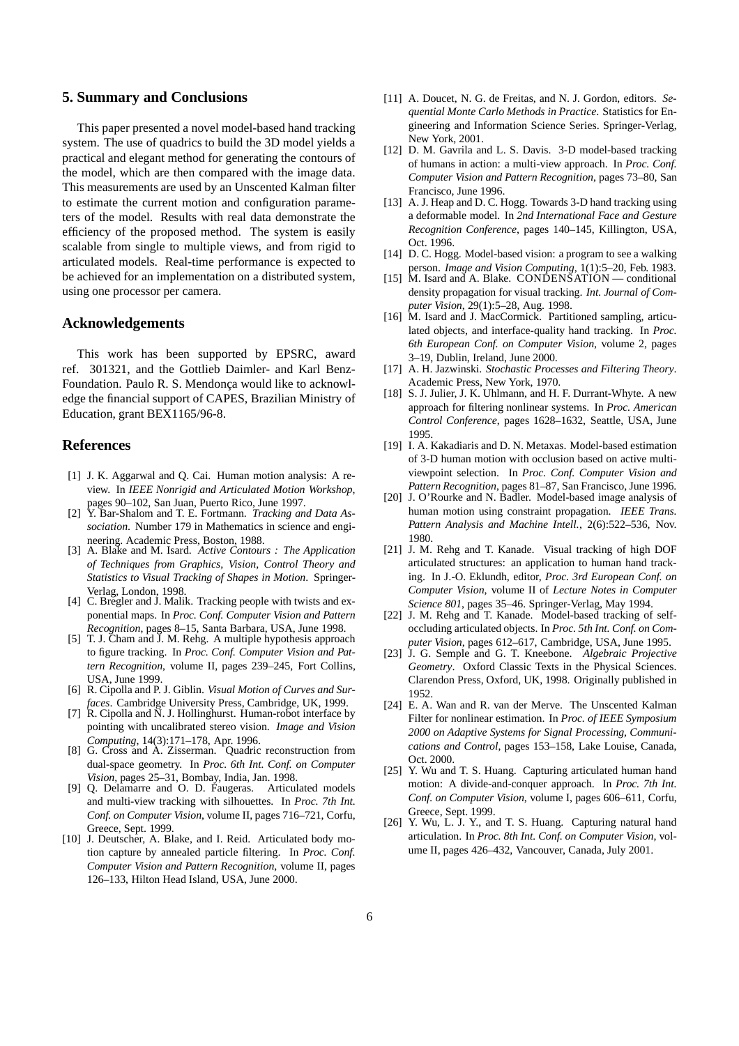## 5. Summary and Conclusions

This paper presented a novel model-based hand tracking system. The use of quadrics to build the 3D model yields a practical and elegant method for generating the contours of the model, which are then compared with the image data. This measurements are used by an Unscented Kalman filter to estimate the current motion and configuration parameters of the model. Results with real data demonstrate the efficiency of the proposed method. The system is easily scalable from single to multiple views, and from rigid to articulated models. Real-time performance is expected to be achieved for an implementation on a distributed system, using one processor per camera.

## Acknowledgements

This work has been supported by EPSRC, award ref. 301321, and the Gottlieb Daimler- and Karl Benz-Foundation. Paulo R. S. Mendonça would like to acknowledge the financial support of CAPES, Brazilian Ministry of Education, grant BEX1165/96-8.

## References

[1] J. K. Aggarwal and Q. Cai. Human motion analysis: A review. In *IEEE Nonrigid and Articulated Motion Workshop*, pages 90–102, San Juan, Puerto Rico, June 1997.

[2] Y. Bar-Shalom and T. E. Fortmann. *Tracking and Data Association*. Number 179 in Mathematics in science and engineering. Academic Press, Boston, 1988.

[3] A. Blake and M. Isard. *Active Contours : The Application of Techniques from Graphics, Vision, Control Theory and Statistics to Visual Tracking of Shapes in Motion*. Springer-Verlag, London, 1998.

[4] C. Bregler and J. Malik. Tracking people with twists and exponential maps. In *Proc. Conf. Computer Vision and Pattern Recognition*, pages 8–15, Santa Barbara, USA, June 1998.

[5] T. J. Cham and J. M. Rehg. A multiple hypothesis approach to figure tracking. In *Proc. Conf. Computer Vision and Pattern Recognition*, volume II, pages 239–245, Fort Collins, USA, June 1999.

[6] R. Cipolla and P. J. Giblin. *Visual Motion of Curves and Surfaces*. Cambridge University Press, Cambridge, UK, 1999.

[7] R. Cipolla and N. J. Hollinghurst. Human-robot interface by pointing with uncalibrated stereo vision. *Image and Vision Computing*, 14(3):171–178, Apr. 1996.

[8] G. Cross and A. Zisserman. Quadric reconstruction from dual-space geometry. In *Proc. 6th Int. Conf. on Computer Vision*, pages 25–31, Bombay, India, Jan. 1998.

[9] Q. Delamarre and O. D. Faugeras. Articulated models and multi-view tracking with silhouettes. In *Proc. 7th Int. Conf. on Computer Vision*, volume II, pages 716–721, Corfu, Greece, Sept. 1999.

[10] J. Deutscher, A. Blake, and I. Reid. Articulated body motion capture by annealed particle filtering. In *Proc. Conf. Computer Vision and Pattern Recognition*, volume II, pages 126–133, Hilton Head Island, USA, June 2000.

[11] A. Doucet, N. G. de Freitas, and N. J. Gordon, editors. *Sequential Monte Carlo Methods in Practice*. Statistics for Engineering and Information Science Series. Springer-Verlag, New York, 2001.

[12] D. M. Gavrila and L. S. Davis. 3-D model-based tracking of humans in action: a multi-view approach. In *Proc. Conf. Computer Vision and Pattern Recognition*, pages 73–80, San Francisco, June 1996.

[13] A. J. Heap and D. C. Hogg. Towards 3-D hand tracking using a deformable model. In *2nd International Face and Gesture Recognition Conference*, pages 140–145, Killington, USA, Oct. 1996.

[14] D. C. Hogg. Model-based vision: a program to see a walking person. *Image and Vision Computing*, 1(1):5–20, Feb. 1983.

[15] M. Isard and A. Blake. CONDENSATION — conditional density propagation for visual tracking. *Int. Journal of Computer Vision*, 29(1):5–28, Aug. 1998.

[16] M. Isard and J. MacCormick. Partitioned sampling, articulated objects, and interface-quality hand tracking. In *Proc. 6th European Conf. on Computer Vision*, volume 2, pages 3–19, Dublin, Ireland, June 2000.

[17] A. H. Jazwinski. *Stochastic Processes and Filtering Theory*. Academic Press, New York, 1970.

[18] S. J. Julier, J. K. Uhlmann, and H. F. Durrant-Whyte. A new approach for filtering nonlinear systems. In *Proc. American Control Conference*, pages 1628–1632, Seattle, USA, June 1995.

[19] I. A. Kakadiaris and D. N. Metaxas. Model-based estimation of 3-D human motion with occlusion based on active multi-viewpoint selection. In *Proc. Conf. Computer Vision and Pattern Recognition*, pages 81–87, San Francisco, June 1996.

[20] J. O'Rourke and N. Badler. Model-based image analysis of human motion using constraint propagation. *IEEE Trans. Pattern Analysis and Machine Intell.*, 2(6):522–536, Nov. 1980.

[21] J. M. Rehg and T. Kanade. Visual tracking of high DOF articulated structures: an application to human hand tracking. In J.-O. Eklundh, editor, *Proc. 3rd European Conf. on Computer Vision*, volume II of *Lecture Notes in Computer Science 801*, pages 35–46. Springer-Verlag, May 1994.

[22] J. M. Rehg and T. Kanade. Model-based tracking of self-occluding articulated objects. In *Proc. 5th Int. Conf. on Computer Vision*, pages 612–617, Cambridge, USA, June 1995.

[23] J. G. Semple and G. T. Kneebone. *Algebraic Projective Geometry*. Oxford Classic Texts in the Physical Sciences. Clarendon Press, Oxford, UK, 1998. Originally published in 1952.

[24] E. A. Wan and R. van der Merve. The Unscented Kalman Filter for nonlinear estimation. In *Proc. of IEEE Symposium 2000 on Adaptive Systems for Signal Processing, Communications and Control*, pages 153–158, Lake Louise, Canada, Oct. 2000.

[25] Y. Wu and T. S. Huang. Capturing articulated human hand motion: A divide-and-conquer approach. In *Proc. 7th Int. Conf. on Computer Vision*, volume I, pages 606–611, Corfu, Greece, Sept. 1999.

[26] Y. Wu, L. J. Y., and T. S. Huang. Capturing natural hand articulation. In *Proc. 8th Int. Conf. on Computer Vision*, volume II, pages 426–432, Vancouver, Canada, July 2001.